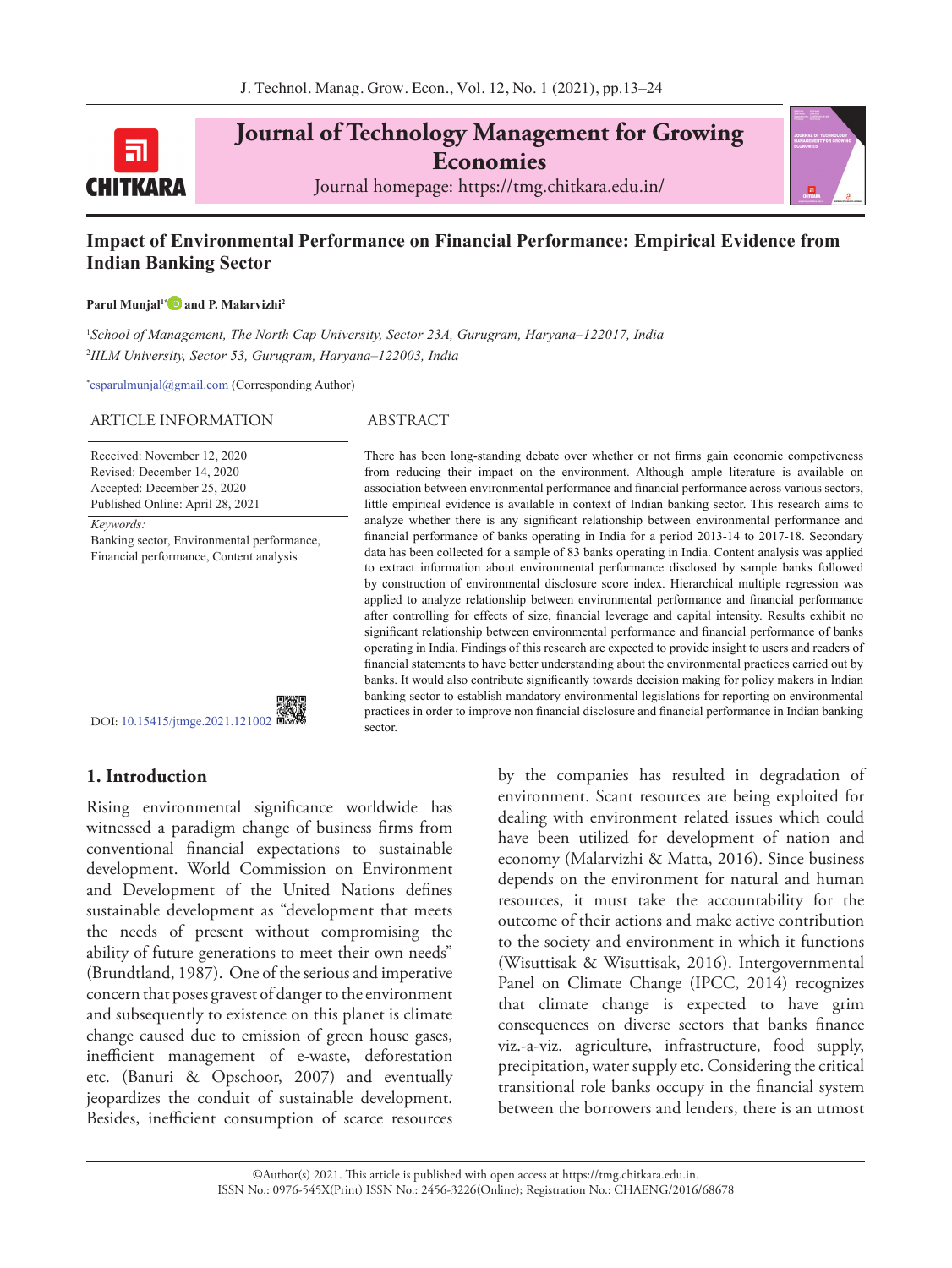# Impact of Environmental Performance on Financial Performance: Empirical Evidence from Indian Banking Sector

**Parul Munjal[1*] and P. Malarvizhi[2]**

[1]*School of Management, The North Cap University, Sector 23A, Gurugram, Haryana–122017, India*
[2]*IILM University, Sector 53, Gurugram, Haryana–122003, India*

[*]csparulmunjal@gmail.com (Corresponding Author)

## ARTICLE INFORMATION

Received: November 12, 2020
Revised: December 14, 2020
Accepted: December 25, 2020
Published Online: April 28, 2021

*Keywords:*
Banking sector, Environmental performance, Financial performance, Content analysis

DOI: 10.15415/jtmge.2021.121002

## ABSTRACT

There has been long-standing debate over whether or not firms gain economic competiveness from reducing their impact on the environment. Although ample literature is available on association between environmental performance and financial performance across various sectors, little empirical evidence is available in context of Indian banking sector. This research aims to analyze whether there is any significant relationship between environmental performance and financial performance of banks operating in India for a period 2013-14 to 2017-18. Secondary data has been collected for a sample of 83 banks operating in India. Content analysis was applied to extract information about environmental performance disclosed by sample banks followed by construction of environmental disclosure score index. Hierarchical multiple regression was applied to analyze relationship between environmental and financial performance after controlling for effects of size, financial leverage and capital intensity. Results exhibit no significant relationship between environmental performance and financial performance of banks operating in India. Findings of this research are expected to provide insight to users and readers of financial statements to have better understanding about the environmental practices carried out by banks. It would also contribute significantly towards decision making for policy makers in Indian banking sector to establish mandatory environmental legislations for reporting on environmental practices in order to improve non financial disclosure and financial performance in Indian banking sector.

## 1. Introduction

Rising environmental significance worldwide has witnessed a paradigm change of business firms from conventional financial expectations to sustainable development. World Commission on Environment and Development of the United Nations defines sustainable development as "development that meets the needs of present without compromising the ability of future generations to meet their own needs" (Brundtland, 1987). One of the serious and imperative concern that poses gravest of danger to the environment and subsequently to existence on this planet is climate change caused due to emission of green house gases, inefficient management of e-waste, deforestation etc. (Banuri & Opschoor, 2007) and eventually jeopardizes the conduit of sustainable development. Besides, inefficient consumption of scarce resources by the companies has resulted in degradation of environment. Scant resources are being exploited for dealing with environment related issues which could have been utilized for development of nation and economy (Malarvizhi & Matta, 2016). Since business depends on the environment for natural and human resources, it must take the accountability for the outcome of their actions and make active contribution to the society and environment in which it functions (Wisuttisak & Wisuttisak, 2016). Intergovernmental Panel on Climate Change (IPCC, 2014) recognizes that climate change is expected to have grim consequences on diverse sectors that banks finance viz.-a-viz. agriculture, infrastructure, food supply, precipitation, water supply etc. Considering the critical transitional role banks occupy in the financial system between the borrowers and lenders, there is an utmost

©Author(s) 2021. This article is published with open access at https://tmg.chitkara.edu.in.
ISSN No.: 0976-545X(Print) ISSN No.: 2456-3226(Online); Registration No.: CHAENG/2016/68678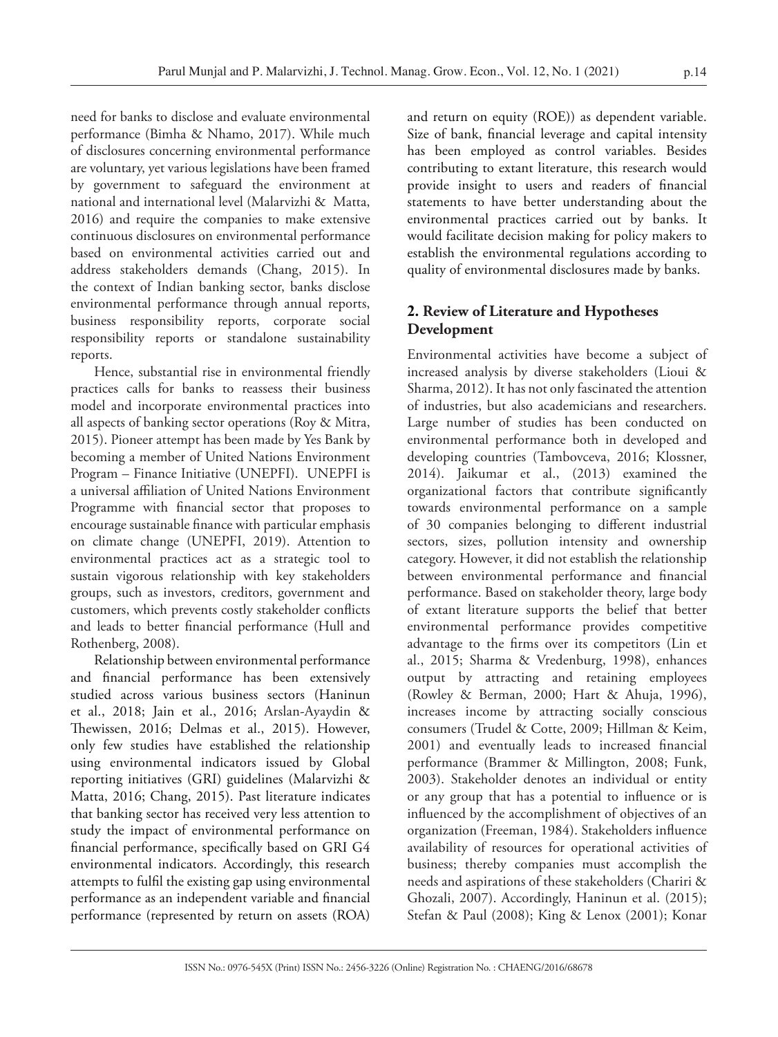need for banks to disclose and evaluate environmental performance (Bimha & Nhamo, 2017). While much of disclosures concerning environmental performance are voluntary, yet various legislations have been framed by government to safeguard the environment at national and international level (Malarvizhi & Matta, 2016) and require the companies to make extensive continuous disclosures on environmental performance based on environmental activities carried out and address stakeholders demands (Chang, 2015). In the context of Indian banking sector, banks disclose environmental performance through annual reports, business responsibility reports, corporate social responsibility reports or standalone sustainability reports.

Hence, substantial rise in environmental friendly practices calls for banks to reassess their business model and incorporate environmental practices into all aspects of banking sector operations (Roy & Mitra, 2015). Pioneer attempt has been made by Yes Bank by becoming a member of United Nations Environment Program – Finance Initiative (UNEPFI). UNEPFI is a universal affiliation of United Nations Environment Programme with financial sector that proposes to encourage sustainable finance with particular emphasis on climate change (UNEPFI, 2019). Attention to environmental practices act as a strategic tool to sustain vigorous relationship with key stakeholders groups, such as investors, creditors, government and customers, which prevents costly stakeholder conflicts and leads to better financial performance (Hull and Rothenberg, 2008).

Relationship between environmental performance and financial performance has been extensively studied across various business sectors (Haninun et al., 2018; Jain et al., 2016; Arslan-Ayaydin & Thewissen, 2016; Delmas et al., 2015). However, only few studies have established the relationship using environmental indicators issued by Global reporting initiatives (GRI) guidelines (Malarvizhi & Matta, 2016; Chang, 2015). Past literature indicates that banking sector has received very less attention to study the impact of environmental performance on financial performance, specifically based on GRI G4 environmental indicators. Accordingly, this research attempts to fulfil the existing gap using environmental performance as an independent variable and financial performance (represented by return on assets (ROA) and return on equity (ROE)) as dependent variable. Size of bank, financial leverage and capital intensity has been employed as control variables. Besides contributing to extant literature, this research would provide insight to users and readers of financial statements to have better understanding about the environmental practices carried out by banks. It would facilitate decision making for policy makers to establish the environmental regulations according to quality of environmental disclosures made by banks.

## 2. Review of Literature and Hypotheses Development

Environmental activities have become a subject of increased analysis by diverse stakeholders (Lioui & Sharma, 2012). It has not only fascinated the attention of industries, but also academicians and researchers. Large number of studies has been conducted on environmental performance both in developed and developing countries (Tambovceva, 2016; Klossner, 2014). Jaikumar et al., (2013) examined the organizational factors that contribute significantly towards environmental performance on a sample of 30 companies belonging to different industrial sectors, sizes, pollution intensity and ownership category. However, it did not establish the relationship between environmental performance and financial performance. Based on stakeholder theory, large body of extant literature supports the belief that better environmental performance provides competitive advantage to the firms over its competitors (Lin et al., 2015; Sharma & Vredenburg, 1998), enhances output by attracting and retaining employees (Rowley & Berman, 2000; Hart & Ahuja, 1996), increases income by attracting socially conscious consumers (Trudel & Cotte, 2009; Hillman & Keim, 2001) and eventually leads to increased financial performance (Brammer & Millington, 2008; Funk, 2003). Stakeholder denotes an individual or entity or any group that has a potential to influence or is influenced by the accomplishment of objectives of an organization (Freeman, 1984). Stakeholders influence availability of resources for operational activities of business; thereby companies must accomplish the needs and aspirations of these stakeholders (Chariri & Ghozali, 2007). Accordingly, Haninun et al. (2015); Stefan & Paul (2008); King & Lenox (2001); Konar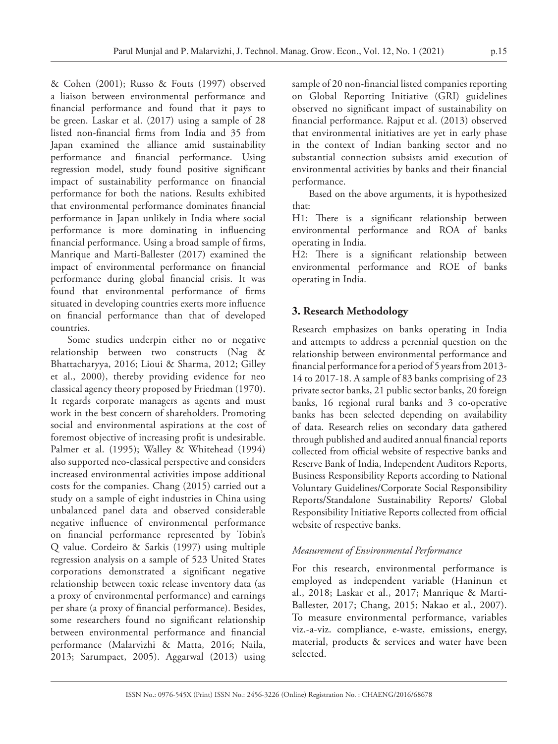& Cohen (2001); Russo & Fouts (1997) observed a liaison between environmental performance and financial performance and found that it pays to be green. Laskar et al. (2017) using a sample of 28 listed non-financial firms from India and 35 from Japan examined the alliance amid sustainability performance and financial performance. Using regression model, study found positive significant impact of sustainability performance on financial performance for both the nations. Results exhibited that environmental performance dominates financial performance in Japan unlikely in India where social performance is more dominating in influencing financial performance. Using a broad sample of firms, Manrique and Marti-Ballester (2017) examined the impact of environmental performance on financial performance during global financial crisis. It was found that environmental performance of firms situated in developing countries exerts more influence on financial performance than that of developed countries.

Some studies underpin either no or negative relationship between two constructs (Nag & Bhattacharyya, 2016; Lioui & Sharma, 2012; Gilley et al., 2000), thereby providing evidence for neo classical agency theory proposed by Friedman (1970). It regards corporate managers as agents and must work in the best concern of shareholders. Promoting social and environmental aspirations at the cost of foremost objective of increasing profit is undesirable. Palmer et al. (1995); Walley & Whitehead (1994) also supported neo-classical perspective and considers increased environmental activities impose additional costs for the companies. Chang (2015) carried out a study on a sample of eight industries in China using unbalanced panel data and observed considerable negative influence of environmental performance on financial performance represented by Tobin's Q value. Cordeiro & Sarkis (1997) using multiple regression analysis on a sample of 523 United States corporations demonstrated a significant negative relationship between toxic release inventory data (as a proxy of environmental performance) and earnings per share (a proxy of financial performance). Besides, some researchers found no significant relationship between environmental performance and financial performance (Malarvizhi & Matta, 2016; Naila, 2013; Sarumpaet, 2005). Aggarwal (2013) using sample of 20 non-financial listed companies reporting on Global Reporting Initiative (GRI) guidelines observed no significant impact of sustainability on financial performance. Rajput et al. (2013) observed that environmental initiatives are yet in early phase in the context of Indian banking sector and no substantial connection subsists amid execution of environmental activities by banks and their financial performance.

Based on the above arguments, it is hypothesized that:

H1: There is a significant relationship between environmental performance and ROA of banks operating in India.

H2: There is a significant relationship between environmental performance and ROE of banks operating in India.

## 3. Research Methodology

Research emphasizes on banks operating in India and attempts to address a perennial question on the relationship between environmental performance and financial performance for a period of 5 years from 2013-14 to 2017-18. A sample of 83 banks comprising of 23 private sector banks, 21 public sector banks, 20 foreign banks, 16 regional rural banks and 3 co-operative banks has been selected depending on availability of data. Research relies on secondary data gathered through published and audited annual financial reports collected from official website of respective banks and Reserve Bank of India, Independent Auditors Reports, Business Responsibility Reports according to National Voluntary Guidelines/Corporate Social Responsibility Reports/Standalone Sustainability Reports/ Global Responsibility Initiative Reports collected from official website of respective banks.

### *Measurement of Environmental Performance*

For this research, environmental performance is employed as independent variable (Haninun et al., 2018; Laskar et al., 2017; Manrique & Marti-Ballester, 2017; Chang, 2015; Nakao et al., 2007). To measure environmental performance, variables viz.-a-viz. compliance, e-waste, emissions, energy, material, products & services and water have been selected.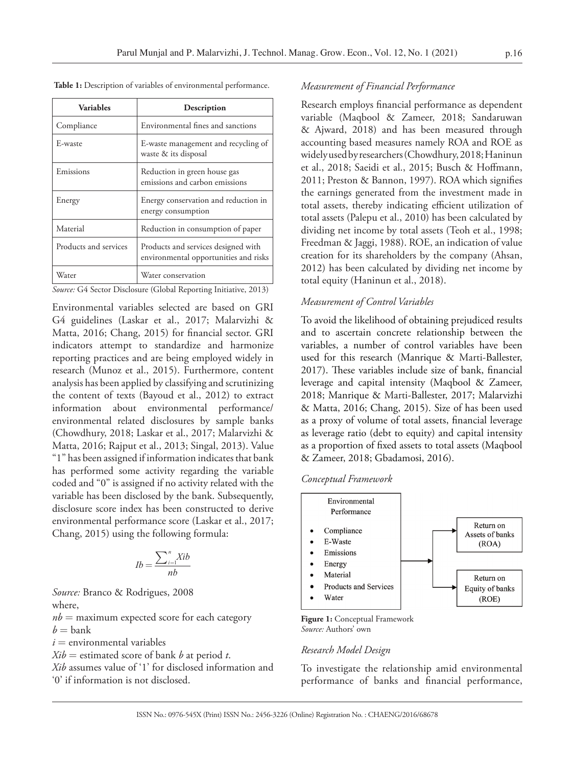**Table 1:** Description of variables of environmental performance.

| Variables | Description |
|---|---|
| Compliance | Environmental fines and sanctions |
| E-waste | E-waste management and recycling of waste & its disposal |
| Emissions | Reduction in green house gas emissions and carbon emissions |
| Energy | Energy conservation and reduction in energy consumption |
| Material | Reduction in consumption of paper |
| Products and services | Products and services designed with environmental opportunities and risks |
| Water | Water conservation |

*Source:* G4 Sector Disclosure (Global Reporting Initiative, 2013)

Environmental variables selected are based on GRI G4 guidelines (Laskar et al., 2017; Malarvizhi & Matta, 2016; Chang, 2015) for financial sector. GRI indicators attempt to standardize and harmonize reporting practices and are being employed widely in research (Munoz et al., 2015). Furthermore, content analysis has been applied by classifying and scrutinizing the content of texts (Bayoud et al., 2012) to extract information about environmental performance/ environmental related disclosures by sample banks (Chowdhury, 2018; Laskar et al., 2017; Malarvizhi & Matta, 2016; Rajput et al., 2013; Singal, 2013). Value "1" has been assigned if information indicates that bank has performed some activity regarding the variable coded and "0" is assigned if no activity related with the variable has been disclosed by the bank. Subsequently, disclosure score index has been constructed to derive environmental performance score (Laskar et al., 2017; Chang, 2015) using the following formula:

$$Ib = \frac{\sum_{i=1}^{n} Xib}{nb}$$

*Source:* Branco & Rodrigues, 2008

where,

$nb$ = maximum expected score for each category

$b$ = bank

$i$ = environmental variables

$Xib$ = estimated score of bank $b$ at period $t$.

$Xib$ assumes value of '1' for disclosed information and '0' if information is not disclosed.

### *Measurement of Financial Performance*

Research employs financial performance as dependent variable (Maqbool & Zameer, 2018; Sandaruwan & Ajward, 2018) and has been measured through accounting based measures namely ROA and ROE as widely used by researchers (Chowdhury, 2018; Haninun et al., 2018; Saeidi et al., 2015; Busch & Hoffmann, 2011; Preston & Bannon, 1997). ROA which signifies the earnings generated from the investment made in total assets, thereby indicating efficient utilization of total assets (Palepu et al., 2010) has been calculated by dividing net income by total assets (Teoh et al., 1998; Freedman & Jaggi, 1988). ROE, an indication of value creation for its shareholders by the company (Ahsan, 2012) has been calculated by dividing net income by total equity (Haninun et al., 2018).

### *Measurement of Control Variables*

To avoid the likelihood of obtaining prejudiced results and to ascertain concrete relationship between the variables, a number of control variables have been used for this research (Manrique & Marti-Ballester, 2017). These variables include size of bank, financial leverage and capital intensity (Maqbool & Zameer, 2018; Manrique & Marti-Ballester, 2017; Malarvizhi & Matta, 2016; Chang, 2015). Size of has been used as a proxy of volume of total assets, financial leverage as leverage ratio (debt to equity) and capital intensity as a proportion of fixed assets to total assets (Maqbool & Zameer, 2018; Gbadamosi, 2016).

### *Conceptual Framework*

Environmental Performance

- Compliance
- E-Waste
- Emissions
- Energy
- Material
- Products and Services
- Water

→ Return on Assets of banks (ROA)

→ Return on Equity of banks (ROE)

**Figure 1:** Conceptual Framework
*Source:* Authors' own

### *Research Model Design*

To investigate the relationship amid environmental performance of banks and financial performance,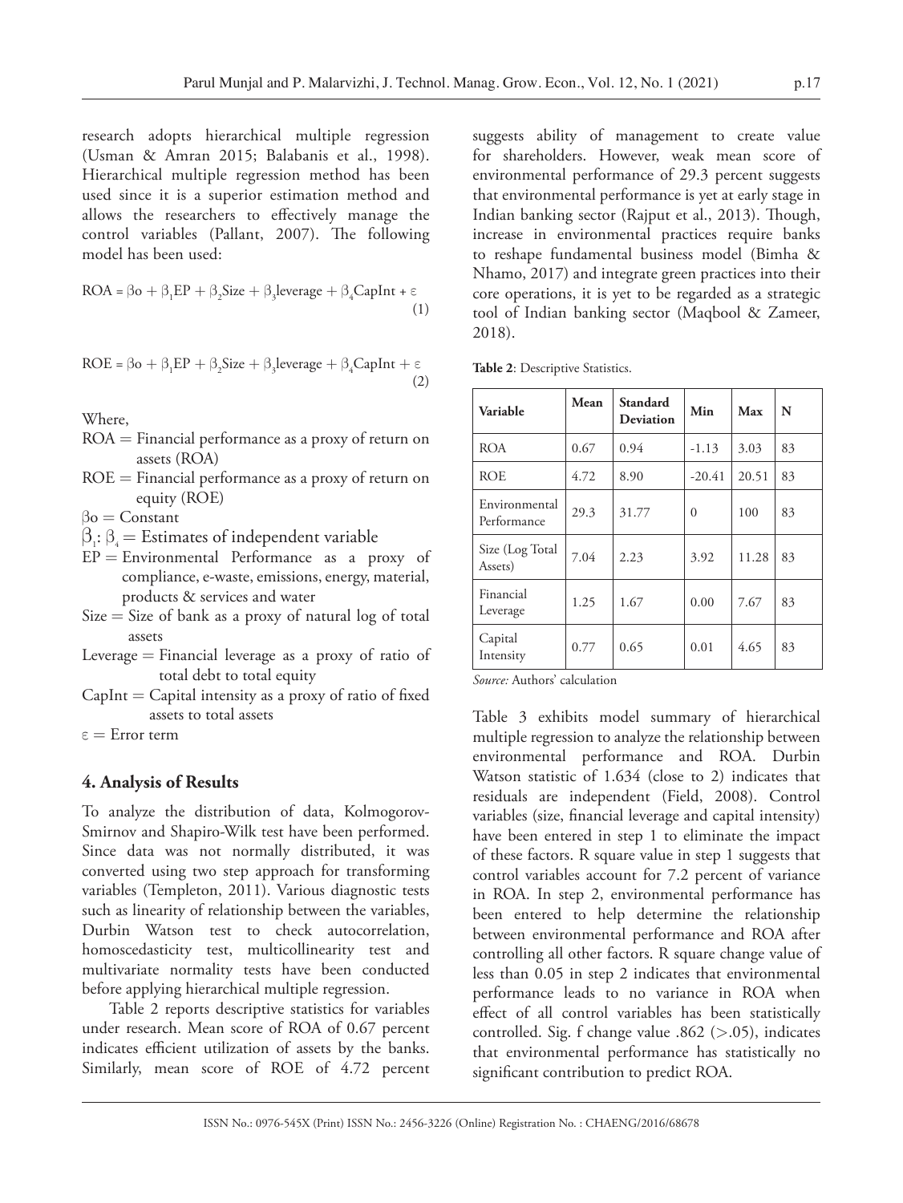research adopts hierarchical multiple regression (Usman & Amran 2015; Balabanis et al., 1998). Hierarchical multiple regression method has been used since it is a superior estimation method and allows the researchers to effectively manage the control variables (Pallant, 2007). The following model has been used:

$$ROA = \beta o + \beta_1 EP + \beta_2 Size + \beta_3 leverage + \beta_4 CapInt + \varepsilon \quad (1)$$

$$ROE = \beta o + \beta_1 EP + \beta_2 Size + \beta_3 leverage + \beta_4 CapInt + \varepsilon \quad (2)$$

Where,

- ROA = Financial performance as a proxy of return on assets (ROA)
- ROE = Financial performance as a proxy of return on equity (ROE)
- $\beta o$ = Constant
- $\beta_1 : \beta_4$ = Estimates of independent variable
- EP = Environmental Performance as a proxy of compliance, e-waste, emissions, energy, material, products & services and water
- Size = Size of bank as a proxy of natural log of total assets
- Leverage = Financial leverage as a proxy of ratio of total debt to total equity
- CapInt = Capital intensity as a proxy of ratio of fixed assets to total assets
- $\varepsilon$ = Error term

## 4. Analysis of Results

To analyze the distribution of data, Kolmogorov-Smirnov and Shapiro-Wilk test have been performed. Since data was not normally distributed, it was converted using two step approach for transforming variables (Templeton, 2011). Various diagnostic tests such as linearity of relationship between the variables, Durbin Watson test to check autocorrelation, homoscedasticity test, multicollinearity test and multivariate normality tests have been conducted before applying hierarchical multiple regression.

Table 2 reports descriptive statistics for variables under research. Mean score of ROA of 0.67 percent indicates efficient utilization of assets by the banks. Similarly, mean score of ROE of 4.72 percent suggests ability of management to create value for shareholders. However, weak mean score of environmental performance of 29.3 percent suggests that environmental performance is yet at early stage in Indian banking sector (Rajput et al., 2013). Though, increase in environmental practices require banks to reshape fundamental business model (Bimha & Nhamo, 2017) and integrate green practices into their core operations, it is yet to be regarded as a strategic tool of Indian banking sector (Maqbool & Zameer, 2018).

**Table 2**: Descriptive Statistics.

| Variable | Mean | Standard Deviation | Min | Max | N |
|---|---|---|---|---|---|
| ROA | 0.67 | 0.94 | -1.13 | 3.03 | 83 |
| ROE | 4.72 | 8.90 | -20.41 | 20.51 | 83 |
| Environmental Performance | 29.3 | 31.77 | 0 | 100 | 83 |
| Size (Log Total Assets) | 7.04 | 2.23 | 3.92 | 11.28 | 83 |
| Financial Leverage | 1.25 | 1.67 | 0.00 | 7.67 | 83 |
| Capital Intensity | 0.77 | 0.65 | 0.01 | 4.65 | 83 |

*Source:* Authors' calculation

Table 3 exhibits model summary of hierarchical multiple regression to analyze the relationship between environmental performance and ROA. Durbin Watson statistic of 1.634 (close to 2) indicates that residuals are independent (Field, 2008). Control variables (size, financial leverage and capital intensity) have been entered in step 1 to eliminate the impact of these factors. R square value in step 1 suggests that control variables account for 7.2 percent of variance in ROA. In step 2, environmental performance has been entered to help determine the relationship between environmental performance and ROA after controlling all other factors. R square change value of less than 0.05 in step 2 indicates that environmental performance leads to no variance in ROA when effect of all control variables has been statistically controlled. Sig. f change value .862 (>.05), indicates that environmental performance has statistically no significant contribution to predict ROA.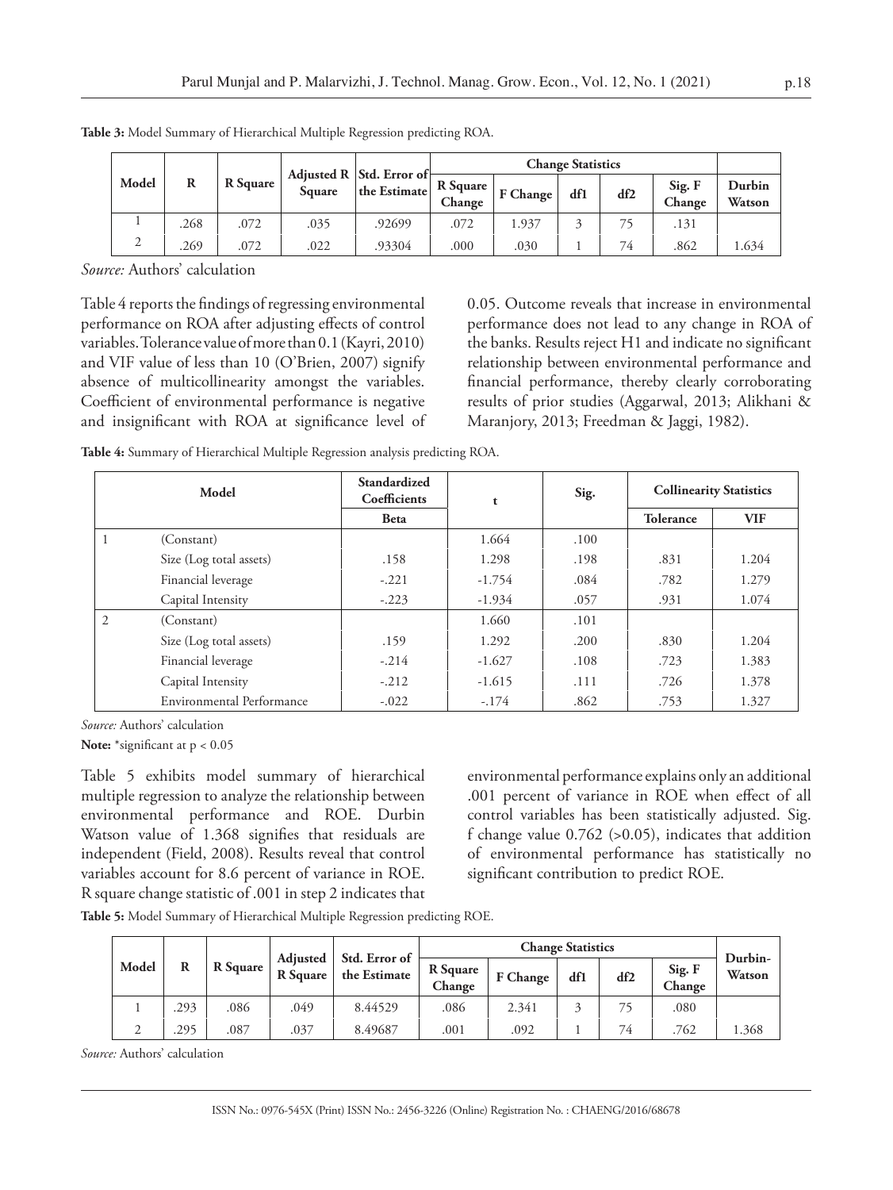**Table 3:** Model Summary of Hierarchical Multiple Regression predicting ROA.

| Model | R | R Square | Adjusted R Square | Std. Error of the Estimate | Change Statistics | | | | | Durbin Watson |
|---|---|---|---|---|---|---|---|---|---|---|
| | | | | | R Square Change | F Change | df1 | df2 | Sig. F Change | |
| 1 | .268 | .072 | .035 | .92699 | .072 | 1.937 | 3 | 75 | .131 | |
| 2 | .269 | .072 | .022 | .93304 | .000 | .030 | 1 | 74 | .862 | 1.634 |

*Source:* Authors' calculation

Table 4 reports the findings of regressing environmental performance on ROA after adjusting effects of control variables. Tolerance value of more than 0.1 (Kayri, 2010) and VIF value of less than 10 (O'Brien, 2007) signify absence of multicollinearity amongst the variables. Coefficient of environmental performance is negative and insignificant with ROA at significance level of 0.05. Outcome reveals that increase in environmental performance does not lead to any change in ROA of the banks. Results reject H1 and indicate no significant relationship between environmental performance and financial performance, thereby clearly corroborating results of prior studies (Aggarwal, 2013; Alikhani & Maranjory, 2013; Freedman & Jaggi, 1982).

**Table 4:** Summary of Hierarchical Multiple Regression analysis predicting ROA.

| Model | | Standardized Coefficients | t | Sig. | Collinearity Statistics | |
|---|---|---|---|---|---|---|
| | | Beta | | | Tolerance | VIF |
| 1 | (Constant) | | 1.664 | .100 | | |
| | Size (Log total assets) | .158 | 1.298 | .198 | .831 | 1.204 |
| | Financial leverage | -.221 | -1.754 | .084 | .782 | 1.279 |
| | Capital Intensity | -.223 | -1.934 | .057 | .931 | 1.074 |
| 2 | (Constant) | | 1.660 | .101 | | |
| | Size (Log total assets) | .159 | 1.292 | .200 | .830 | 1.204 |
| | Financial leverage | -.214 | -1.627 | .108 | .723 | 1.383 |
| | Capital Intensity | -.212 | -1.615 | .111 | .726 | 1.378 |
| | Environmental Performance | -.022 | -.174 | .862 | .753 | 1.327 |

*Source:* Authors' calculation

**Note:** *significant at $p < 0.05$

Table 5 exhibits model summary of hierarchical multiple regression to analyze the relationship between environmental performance and ROE. Durbin Watson value of 1.368 signifies that residuals are independent (Field, 2008). Results reveal that control variables account for 8.6 percent of variance in ROE. R square change statistic of .001 in step 2 indicates that environmental performance explains only an additional .001 percent of variance in ROE when effect of all control variables has been statistically adjusted. Sig. f change value 0.762 (>0.05), indicates that addition of environmental performance has statistically no significant contribution to predict ROE.

**Table 5:** Model Summary of Hierarchical Multiple Regression predicting ROE.

| Model | R | R Square | Adjusted R Square | Std. Error of the Estimate | Change Statistics | | | | | Durbin-Watson |
|---|---|---|---|---|---|---|---|---|---|---|
| | | | | | R Square Change | F Change | df1 | df2 | Sig. F Change | |
| 1 | .293 | .086 | .049 | 8.44529 | .086 | 2.341 | 3 | 75 | .080 | |
| 2 | .295 | .087 | .037 | 8.49687 | .001 | .092 | 1 | 74 | .762 | 1.368 |

*Source:* Authors' calculation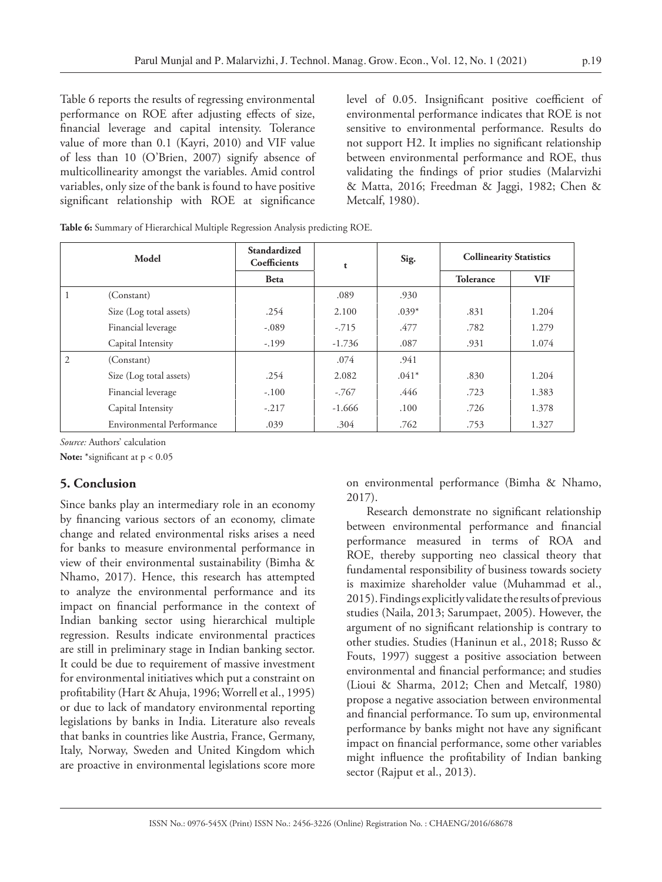Table 6 reports the results of regressing environmental performance on ROE after adjusting effects of size, financial leverage and capital intensity. Tolerance value of more than 0.1 (Kayri, 2010) and VIF value of less than 10 (O'Brien, 2007) signify absence of multicollinearity amongst the variables. Amid control variables, only size of the bank is found to have positive significant relationship with ROE at significance level of 0.05. Insignificant positive coefficient of environmental performance indicates that ROE is not sensitive to environmental performance. Results do not support H2. It implies no significant relationship between environmental performance and ROE, thus validating the findings of prior studies (Malarvizhi & Matta, 2016; Freedman & Jaggi, 1982; Chen & Metcalf, 1980).

**Table 6:** Summary of Hierarchical Multiple Regression Analysis predicting ROE.

| Model | | Standardized Coefficients | t | Sig. | Collinearity Statistics | |
|---|---|---|---|---|---|---|
| | | Beta | | | Tolerance | VIF |
| 1 | (Constant) | | .089 | .930 | | |
| | Size (Log total assets) | .254 | 2.100 | .039* | .831 | 1.204 |
| | Financial leverage | -.089 | -.715 | .477 | .782 | 1.279 |
| | Capital Intensity | -.199 | -1.736 | .087 | .931 | 1.074 |
| 2 | (Constant) | | .074 | .941 | | |
| | Size (Log total assets) | .254 | 2.082 | .041* | .830 | 1.204 |
| | Financial leverage | -.100 | -.767 | .446 | .723 | 1.383 |
| | Capital Intensity | -.217 | -1.666 | .100 | .726 | 1.378 |
| | Environmental Performance | .039 | .304 | .762 | .753 | 1.327 |

*Source:* Authors' calculation

**Note:** *significant at $p < 0.05$

## 5. Conclusion

Since banks play an intermediary role in an economy by financing various sectors of an economy, climate change and related environmental risks arises a need for banks to measure environmental performance in view of their environmental sustainability (Bimha & Nhamo, 2017). Hence, this research has attempted to analyze the environmental performance and its impact on financial performance in the context of Indian banking sector using hierarchical multiple regression. Results indicate environmental practices are still in preliminary stage in Indian banking sector. It could be due to requirement of massive investment for environmental initiatives which put a constraint on profitability (Hart & Ahuja, 1996; Worrell et al., 1995) or due to lack of mandatory environmental reporting legislations by banks in India. Literature also reveals that banks in countries like Austria, France, Germany, Italy, Norway, Sweden and United Kingdom which are proactive in environmental legislations score more on environmental performance (Bimha & Nhamo, 2017).

Research demonstrate no significant relationship between environmental performance and financial performance measured in terms of ROA and ROE, thereby supporting neo classical theory that fundamental responsibility of business towards society is maximize shareholder value (Muhammad et al., 2015). Findings explicitly validate the results of previous studies (Naila, 2013; Sarumpaet, 2005). However, the argument of no significant relationship is contrary to other studies. Studies (Haninun et al., 2018; Russo & Fouts, 1997) suggest a positive association between environmental and financial performance; and studies (Lioui & Sharma, 2012; Chen and Metcalf, 1980) propose a negative association between environmental and financial performance. To sum up, environmental performance by banks might not have any significant impact on financial performance, some other variables might influence the profitability of Indian banking sector (Rajput et al., 2013).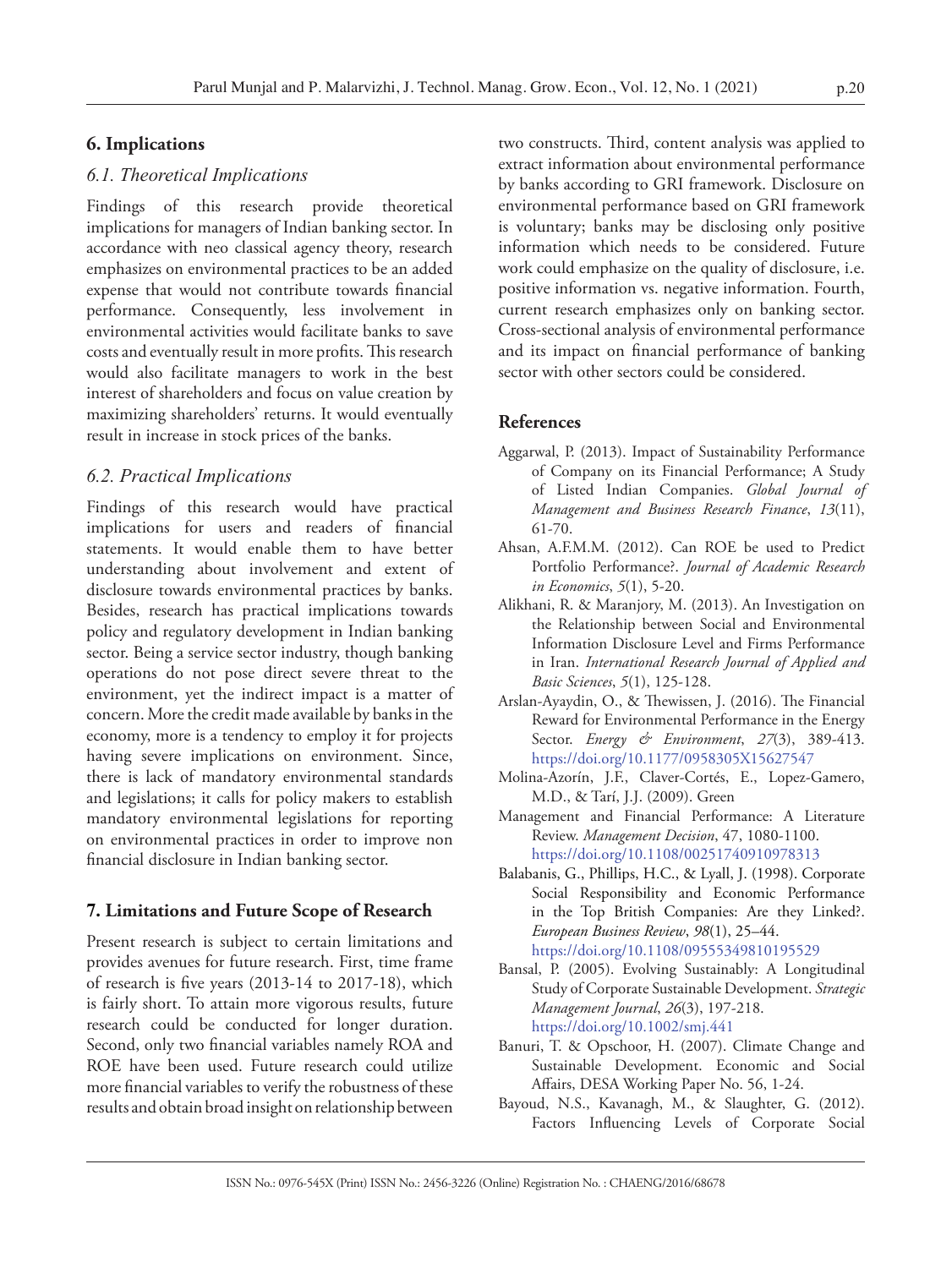## 6. Implications

### 6.1. Theoretical Implications

Findings of this research provide theoretical implications for managers of Indian banking sector. In accordance with neo classical agency theory, research emphasizes on environmental practices to be an added expense that would not contribute towards financial performance. Consequently, less involvement in environmental activities would facilitate banks to save costs and eventually result in more profits. This research would also facilitate managers to work in the best interest of shareholders and focus on value creation by maximizing shareholders' returns. It would eventually result in increase in stock prices of the banks.

### 6.2. Practical Implications

Findings of this research would have practical implications for users and readers of financial statements. It would enable them to have better understanding about involvement and extent of disclosure towards environmental practices by banks. Besides, research has practical implications towards policy and regulatory development in Indian banking sector. Being a service sector industry, though banking operations do not pose direct severe threat to the environment, yet the indirect impact is a matter of concern. More the credit made available by banks in the economy, more is a tendency to employ it for projects having severe implications on environment. Since, there is lack of mandatory environmental standards and legislations; it calls for policy makers to establish mandatory environmental legislations for reporting on environmental practices in order to improve non financial disclosure in Indian banking sector.

## 7. Limitations and Future Scope of Research

Present research is subject to certain limitations and provides avenues for future research. First, time frame of research is five years (2013-14 to 2017-18), which is fairly short. To attain more vigorous results, future research could be conducted for longer duration. Second, only two financial variables namely ROA and ROE have been used. Future research could utilize more financial variables to verify the robustness of these results and obtain broad insight on relationship between two constructs. Third, content analysis was applied to extract information about environmental performance by banks according to GRI framework. Disclosure on environmental performance based on GRI framework is voluntary; banks may be disclosing only positive information which needs to be considered. Future work could emphasize on the quality of disclosure, i.e. positive information vs. negative information. Fourth, current research emphasizes only on banking sector. Cross-sectional analysis of environmental performance and its impact on financial performance of banking sector with other sectors could be considered.

## References

Aggarwal, P. (2013). Impact of Sustainability Performance of Company on its Financial Performance; A Study of Listed Indian Companies. *Global Journal of Management and Business Research Finance*, *13*(11), 61-70.

Ahsan, A.F.M.M. (2012). Can ROE be used to Predict Portfolio Performance?. *Journal of Academic Research in Economics*, *5*(1), 5-20.

Alikhani, R. & Maranjory, M. (2013). An Investigation on the Relationship between Social and Environmental Information Disclosure Level and Firms Performance in Iran. *International Research Journal of Applied and Basic Sciences*, *5*(1), 125-128.

Arslan-Ayaydin, O., & Thewissen, J. (2016). The Financial Reward for Environmental Performance in the Energy Sector. *Energy & Environment*, *27*(3), 389-413. https://doi.org/10.1177/0958305X15627547

Molina-Azorín, J.F., Claver-Cortés, E., Lopez-Gamero, M.D., & Tarí, J.J. (2009). Green

Management and Financial Performance: A Literature Review. *Management Decision*, 47, 1080-1100. https://doi.org/10.1108/00251740910978313

Balabanis, G., Phillips, H.C., & Lyall, J. (1998). Corporate Social Responsibility and Economic Performance in the Top British Companies: Are they Linked?. *European Business Review*, *98*(1), 25–44. https://doi.org/10.1108/09555349810195529

Bansal, P. (2005). Evolving Sustainably: A Longitudinal Study of Corporate Sustainable Development. *Strategic Management Journal*, *26*(3), 197-218. https://doi.org/10.1002/smj.441

Banuri, T. & Opschoor, H. (2007). Climate Change and Sustainable Development. Economic and Social Affairs, DESA Working Paper No. 56, 1-24.

Bayoud, N.S., Kavanagh, M., & Slaughter, G. (2012). Factors Influencing Levels of Corporate Social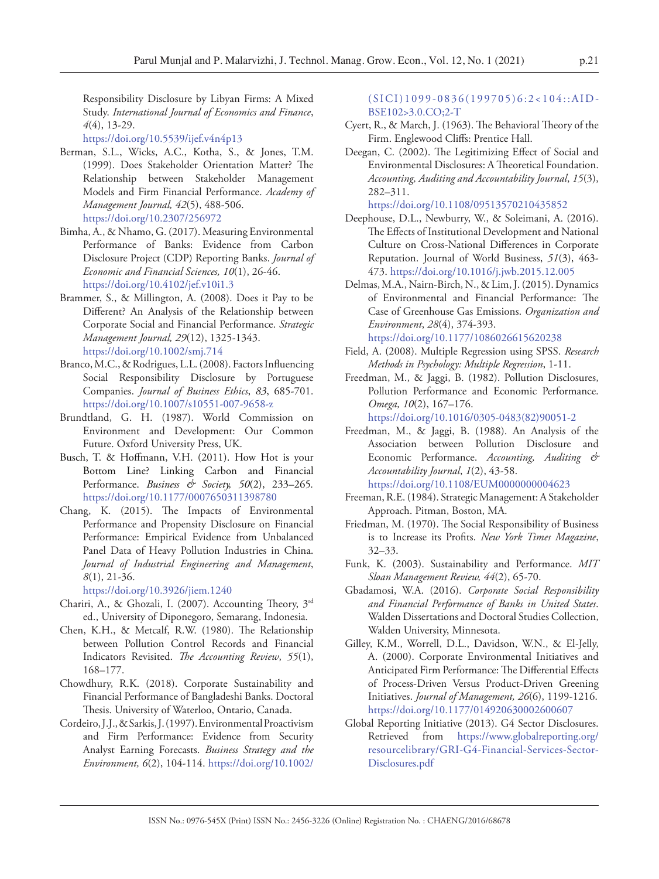Responsibility Disclosure by Libyan Firms: A Mixed Study. *International Journal of Economics and Finance*, *4*(4), 13-29. https://doi.org/10.5539/ijef.v4n4p13

Berman, S.L., Wicks, A.C., Kotha, S., & Jones, T.M. (1999). Does Stakeholder Orientation Matter? The Relationship between Stakeholder Management Models and Firm Financial Performance. *Academy of Management Journal, 42*(5), 488-506. https://doi.org/10.2307/256972

Bimha, A., & Nhamo, G. (2017). Measuring Environmental Performance of Banks: Evidence from Carbon Disclosure Project (CDP) Reporting Banks. *Journal of Economic and Financial Sciences, 10*(1), 26-46. https://doi.org/10.4102/jef.v10i1.3

Brammer, S., & Millington, A. (2008). Does it Pay to be Different? An Analysis of the Relationship between Corporate Social and Financial Performance. *Strategic Management Journal, 29*(12), 1325-1343. https://doi.org/10.1002/smj.714

Branco, M.C., & Rodrigues, L.L. (2008). Factors Influencing Social Responsibility Disclosure by Portuguese Companies. *Journal of Business Ethics*, *83*, 685-701. https://doi.org/10.1007/s10551-007-9658-z

Brundtland, G. H. (1987). World Commission on Environment and Development: Our Common Future. Oxford University Press, UK.

Busch, T. & Hoffmann, V.H. (2011). How Hot is your Bottom Line? Linking Carbon and Financial Performance. *Business & Society, 50*(2), 233–265. https://doi.org/10.1177/0007650311398780

Chang, K. (2015). The Impacts of Environmental Performance and Propensity Disclosure on Financial Performance: Empirical Evidence from Unbalanced Panel Data of Heavy Pollution Industries in China. *Journal of Industrial Engineering and Management*, *8*(1), 21-36. https://doi.org/10.3926/jiem.1240

Chariri, A., & Ghozali, I. (2007). Accounting Theory, 3rd ed., University of Diponegoro, Semarang, Indonesia.

Chen, K.H., & Metcalf, R.W. (1980). The Relationship between Pollution Control Records and Financial Indicators Revisited. *The Accounting Review*, *55*(1), 168–177.

Chowdhury, R.K. (2018). Corporate Sustainability and Financial Performance of Bangladeshi Banks. Doctoral Thesis. University of Waterloo, Ontario, Canada.

Cordeiro, J.J., & Sarkis, J. (1997). Environmental Proactivism and Firm Performance: Evidence from Security Analyst Earning Forecasts. *Business Strategy and the Environment, 6*(2), 104-114. https://doi.org/10.1002/(SICI)1099-0836(199705)6:2<104::AID-BSE102>3.0.CO;2-T

Cyert, R., & March, J. (1963). The Behavioral Theory of the Firm. Englewood Cliffs: Prentice Hall.

Deegan, C. (2002). The Legitimizing Effect of Social and Environmental Disclosures: A Theoretical Foundation. *Accounting, Auditing and Accountability Journal*, *15*(3), 282–311. https://doi.org/10.1108/09513570210435852

Deephouse, D.L., Newburry, W., & Soleimani, A. (2016). The Effects of Institutional Development and National Culture on Cross-National Differences in Corporate Reputation. Journal of World Business, *51*(3), 463-473. https://doi.org/10.1016/j.jwb.2015.12.005

Delmas, M.A., Nairn-Birch, N., & Lim, J. (2015). Dynamics of Environmental and Financial Performance: The Case of Greenhouse Gas Emissions. *Organization and Environment*, *28*(4), 374-393. https://doi.org/10.1177/1086026615620238

Field, A. (2008). Multiple Regression using SPSS. *Research Methods in Psychology: Multiple Regression*, 1-11.

Freedman, M., & Jaggi, B. (1982). Pollution Disclosures, Pollution Performance and Economic Performance. *Omega, 10*(2), 167–176. https://doi.org/10.1016/0305-0483(82)90051-2

Freedman, M., & Jaggi, B. (1988). An Analysis of the Association between Pollution Disclosure and Economic Performance. *Accounting, Auditing & Accountability Journal*, *1*(2), 43-58. https://doi.org/10.1108/EUM0000000004623

Freeman, R.E. (1984). Strategic Management: A Stakeholder Approach. Pitman, Boston, MA.

Friedman, M. (1970). The Social Responsibility of Business is to Increase its Profits. *New York Times Magazine*, 32–33.

Funk, K. (2003). Sustainability and Performance. *MIT Sloan Management Review, 44*(2), 65-70.

Gbadamosi, W.A. (2016). *Corporate Social Responsibility and Financial Performance of Banks in United States*. Walden Dissertations and Doctoral Studies Collection, Walden University, Minnesota.

Gilley, K.M., Worrell, D.L., Davidson, W.N., & El-Jelly, A. (2000). Corporate Environmental Initiatives and Anticipated Firm Performance: The Differential Effects of Process-Driven Versus Product-Driven Greening Initiatives. *Journal of Management, 26*(6), 1199-1216. https://doi.org/10.1177/014920630002600607

Global Reporting Initiative (2013). G4 Sector Disclosures. Retrieved from https://www.globalreporting.org/resourcelibrary/GRI-G4-Financial-Services-Sector-Disclosures.pdf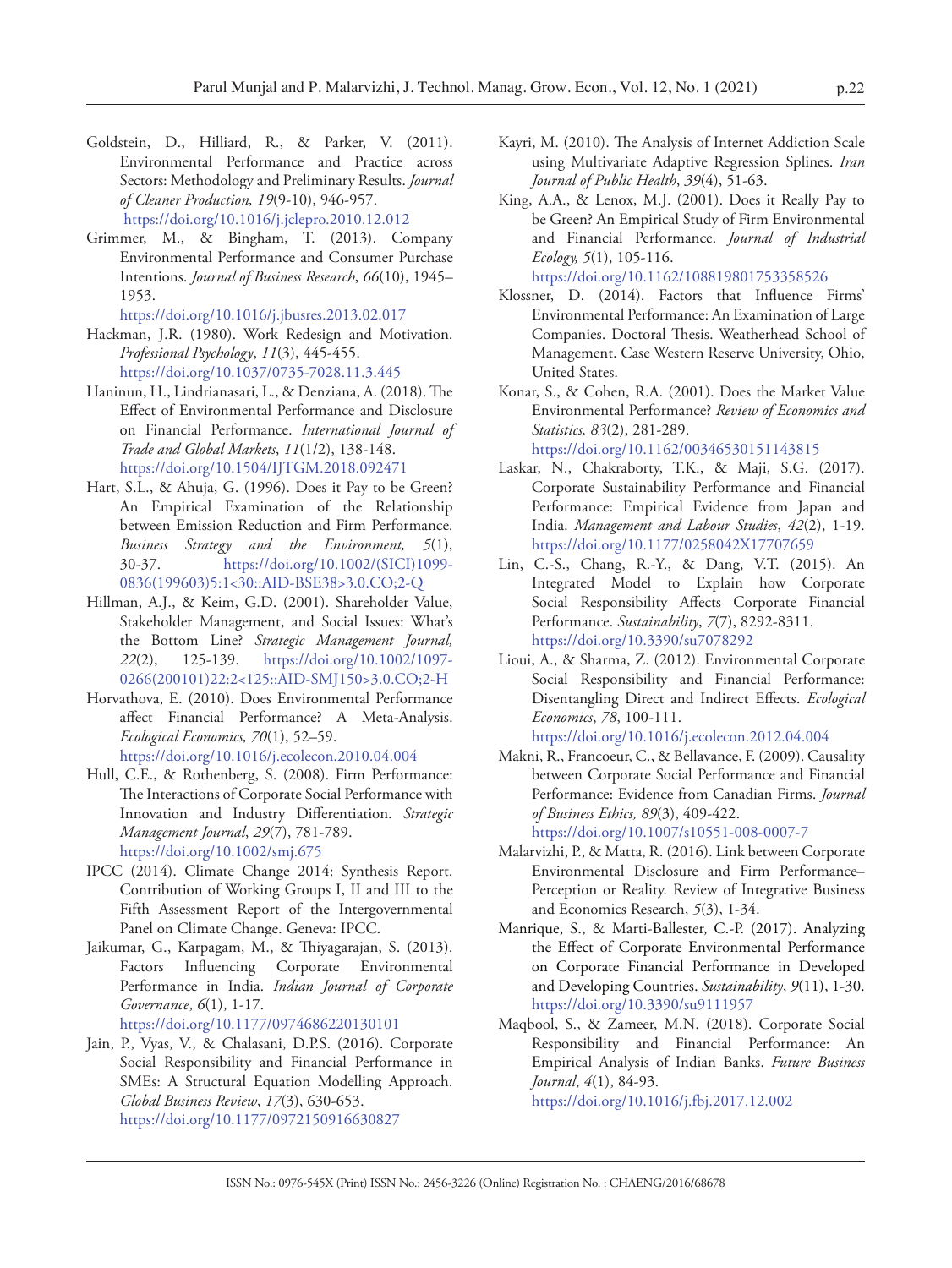Goldstein, D., Hilliard, R., & Parker, V. (2011). Environmental Performance and Practice across Sectors: Methodology and Preliminary Results. *Journal of Cleaner Production, 19*(9-10), 946-957. https://doi.org/10.1016/j.jclepro.2010.12.012

Grimmer, M., & Bingham, T. (2013). Company Environmental Performance and Consumer Purchase Intentions. *Journal of Business Research*, *66*(10), 1945–1953. https://doi.org/10.1016/j.jbusres.2013.02.017

Hackman, J.R. (1980). Work Redesign and Motivation. *Professional Psychology*, *11*(3), 445-455. https://doi.org/10.1037/0735-7028.11.3.445

Haninun, H., Lindrianasari, L., & Denziana, A. (2018). The Effect of Environmental Performance and Disclosure on Financial Performance. *International Journal of Trade and Global Markets*, *11*(1/2), 138-148. https://doi.org/10.1504/IJTGM.2018.092471

Hart, S.L., & Ahuja, G. (1996). Does it Pay to be Green? An Empirical Examination of the Relationship between Emission Reduction and Firm Performance. *Business Strategy and the Environment, 5*(1), 30-37. https://doi.org/10.1002/(SICI)1099-0836(199603)5:1<30::AID-BSE38>3.0.CO;2-Q

Hillman, A.J., & Keim, G.D. (2001). Shareholder Value, Stakeholder Management, and Social Issues: What's the Bottom Line? *Strategic Management Journal, 22*(2), 125-139. https://doi.org/10.1002/1097-0266(200101)22:2<125::AID-SMJ150>3.0.CO;2-H

Horvathova, E. (2010). Does Environmental Performance affect Financial Performance? A Meta-Analysis. *Ecological Economics, 70*(1), 52–59. https://doi.org/10.1016/j.ecolecon.2010.04.004

Hull, C.E., & Rothenberg, S. (2008). Firm Performance: The Interactions of Corporate Social Performance with Innovation and Industry Differentiation. *Strategic Management Journal*, *29*(7), 781-789. https://doi.org/10.1002/smj.675

IPCC (2014). Climate Change 2014: Synthesis Report. Contribution of Working Groups I, II and III to the Fifth Assessment Report of the Intergovernmental Panel on Climate Change. Geneva: IPCC.

Jaikumar, G., Karpagam, M., & Thiyagarajan, S. (2013). Factors Influencing Corporate Environmental Performance in India. *Indian Journal of Corporate Governance*, *6*(1), 1-17. https://doi.org/10.1177/0974686220130101

Jain, P., Vyas, V., & Chalasani, D.P.S. (2016). Corporate Social Responsibility and Financial Performance in SMEs: A Structural Equation Modelling Approach. *Global Business Review*, *17*(3), 630-653. https://doi.org/10.1177/0972150916630827

Kayri, M. (2010). The Analysis of Internet Addiction Scale using Multivariate Adaptive Regression Splines. *Iran Journal of Public Health*, *39*(4), 51-63.

King, A.A., & Lenox, M.J. (2001). Does it Really Pay to be Green? An Empirical Study of Firm Environmental and Financial Performance. *Journal of Industrial Ecology, 5*(1), 105-116. https://doi.org/10.1162/108819801753358526

Klossner, D. (2014). Factors that Influence Firms' Environmental Performance: An Examination of Large Companies. Doctoral Thesis. Weatherhead School of Management. Case Western Reserve University, Ohio, United States.

Konar, S., & Cohen, R.A. (2001). Does the Market Value Environmental Performance? *Review of Economics and Statistics, 83*(2), 281-289. https://doi.org/10.1162/00346530151143815

Laskar, N., Chakraborty, T.K., & Maji, S.G. (2017). Corporate Sustainability Performance and Financial Performance: Empirical Evidence from Japan and India. *Management and Labour Studies*, *42*(2), 1-19. https://doi.org/10.1177/0258042X17707659

Lin, C.-S., Chang, R.-Y., & Dang, V.T. (2015). An Integrated Model to Explain how Corporate Social Responsibility Affects Corporate Financial Performance. *Sustainability*, *7*(7), 8292-8311. https://doi.org/10.3390/su7078292

Lioui, A., & Sharma, Z. (2012). Environmental Corporate Social Responsibility and Financial Performance: Disentangling Direct and Indirect Effects. *Ecological Economics*, *78*, 100-111. https://doi.org/10.1016/j.ecolecon.2012.04.004

Makni, R., Francoeur, C., & Bellavance, F. (2009). Causality between Corporate Social Performance and Financial Performance: Evidence from Canadian Firms. *Journal of Business Ethics, 89*(3), 409-422. https://doi.org/10.1007/s10551-008-0007-7

Malarvizhi, P., & Matta, R. (2016). Link between Corporate Environmental Disclosure and Firm Performance– Perception or Reality. Review of Integrative Business and Economics Research, *5*(3), 1-34.

Manrique, S., & Marti-Ballester, C.-P. (2017). Analyzing the Effect of Corporate Environmental Performance on Corporate Financial Performance in Developed and Developing Countries. *Sustainability*, *9*(11), 1-30. https://doi.org/10.3390/su9111957

Maqbool, S., & Zameer, M.N. (2018). Corporate Social Responsibility and Financial Performance: An Empirical Analysis of Indian Banks. *Future Business Journal*, *4*(1), 84-93. https://doi.org/10.1016/j.fbj.2017.12.002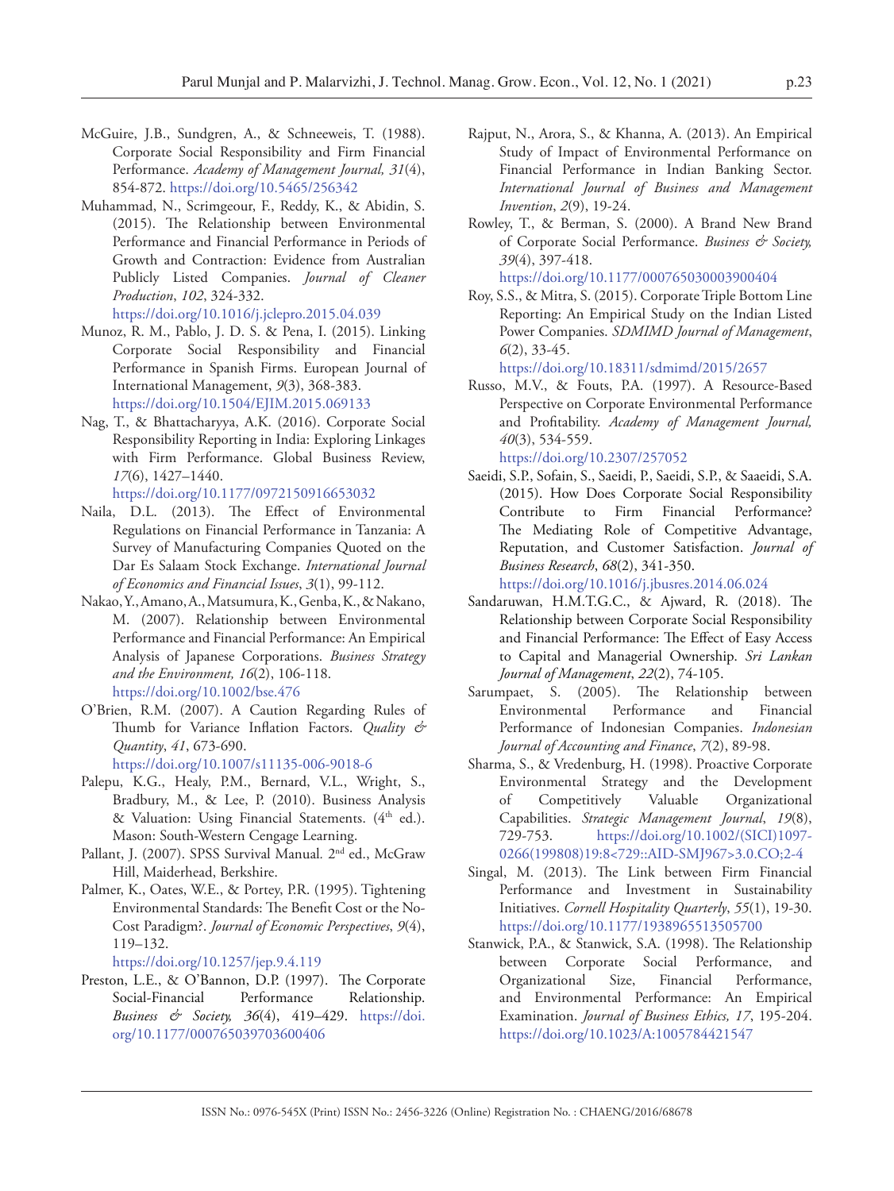McGuire, J.B., Sundgren, A., & Schneeweis, T. (1988). Corporate Social Responsibility and Firm Financial Performance. *Academy of Management Journal, 31*(4), 854-872. https://doi.org/10.5465/256342

Muhammad, N., Scrimgeour, F., Reddy, K., & Abidin, S. (2015). The Relationship between Environmental Performance and Financial Performance in Periods of Growth and Contraction: Evidence from Australian Publicly Listed Companies. *Journal of Cleaner Production*, *102*, 324-332. https://doi.org/10.1016/j.jclepro.2015.04.039

Munoz, R. M., Pablo, J. D. S. & Pena, I. (2015). Linking Corporate Social Responsibility and Financial Performance in Spanish Firms. European Journal of International Management, *9*(3), 368-383. https://doi.org/10.1504/EJIM.2015.069133

Nag, T., & Bhattacharyya, A.K. (2016). Corporate Social Responsibility Reporting in India: Exploring Linkages with Firm Performance. Global Business Review, *17*(6), 1427–1440. https://doi.org/10.1177/0972150916653032

Naila, D.L. (2013). The Effect of Environmental Regulations on Financial Performance in Tanzania: A Survey of Manufacturing Companies Quoted on the Dar Es Salaam Stock Exchange. *International Journal of Economics and Financial Issues*, *3*(1), 99-112.

Nakao, Y., Amano, A., Matsumura, K., Genba, K., & Nakano, M. (2007). Relationship between Environmental Performance and Financial Performance: An Empirical Analysis of Japanese Corporations. *Business Strategy and the Environment, 16*(2), 106-118. https://doi.org/10.1002/bse.476

O'Brien, R.M. (2007). A Caution Regarding Rules of Thumb for Variance Inflation Factors. *Quality & Quantity*, *41*, 673-690. https://doi.org/10.1007/s11135-006-9018-6

Palepu, K.G., Healy, P.M., Bernard, V.L., Wright, S., Bradbury, M., & Lee, P. (2010). Business Analysis & Valuation: Using Financial Statements. (4th ed.). Mason: South-Western Cengage Learning.

Pallant, J. (2007). SPSS Survival Manual. 2nd ed., McGraw Hill, Maiderhead, Berkshire.

Palmer, K., Oates, W.E., & Portey, P.R. (1995). Tightening Environmental Standards: The Benefit Cost or the No-Cost Paradigm?. *Journal of Economic Perspectives*, *9*(4), 119–132. https://doi.org/10.1257/jep.9.4.119

Preston, L.E., & O'Bannon, D.P. (1997). The Corporate Social-Financial Performance Relationship. *Business & Society, 36*(4), 419–429. https://doi.org/10.1177/000765039703600406

Rajput, N., Arora, S., & Khanna, A. (2013). An Empirical Study of Impact of Environmental Performance on Financial Performance in Indian Banking Sector. *International Journal of Business and Management Invention*, *2*(9), 19-24.

Rowley, T., & Berman, S. (2000). A Brand New Brand of Corporate Social Performance. *Business & Society, 39*(4), 397-418. https://doi.org/10.1177/000765030003900404

Roy, S.S., & Mitra, S. (2015). Corporate Triple Bottom Line Reporting: An Empirical Study on the Indian Listed Power Companies. *SDMIMD Journal of Management*, *6*(2), 33-45. https://doi.org/10.18311/sdmimd/2015/2657

Russo, M.V., & Fouts, P.A. (1997). A Resource-Based Perspective on Corporate Environmental Performance and Profitability. *Academy of Management Journal, 40*(3), 534-559. https://doi.org/10.2307/257052

Saeidi, S.P., Sofain, S., Saeidi, P., Saeidi, S.P., & Saaeidi, S.A. (2015). How Does Corporate Social Responsibility Contribute to Firm Financial Performance? The Mediating Role of Competitive Advantage, Reputation, and Customer Satisfaction. *Journal of Business Research*, *68*(2), 341-350. https://doi.org/10.1016/j.jbusres.2014.06.024

Sandaruwan, H.M.T.G.C., & Ajward, R. (2018). The Relationship between Corporate Social Responsibility and Financial Performance: The Effect of Easy Access to Capital and Managerial Ownership. *Sri Lankan Journal of Management*, *22*(2), 74-105.

Sarumpaet, S. (2005). The Relationship between Environmental Performance and Financial Performance of Indonesian Companies. *Indonesian Journal of Accounting and Finance*, *7*(2), 89-98.

Sharma, S., & Vredenburg, H. (1998). Proactive Corporate Environmental Strategy and the Development of Competitively Valuable Organizational Capabilities. *Strategic Management Journal*, *19*(8), 729-753. https://doi.org/10.1002/(SICI)1097-0266(199808)19:8<729::AID-SMJ967>3.0.CO;2-4

Singal, M. (2013). The Link between Firm Financial Performance and Investment in Sustainability Initiatives. *Cornell Hospitality Quarterly*, *55*(1), 19-30. https://doi.org/10.1177/1938965513505700

Stanwick, P.A., & Stanwick, S.A. (1998). The Relationship between Corporate Social Performance, and Organizational Size, Financial Performance, and Environmental Performance: An Empirical Examination. *Journal of Business Ethics, 17*, 195-204. https://doi.org/10.1023/A:1005784421547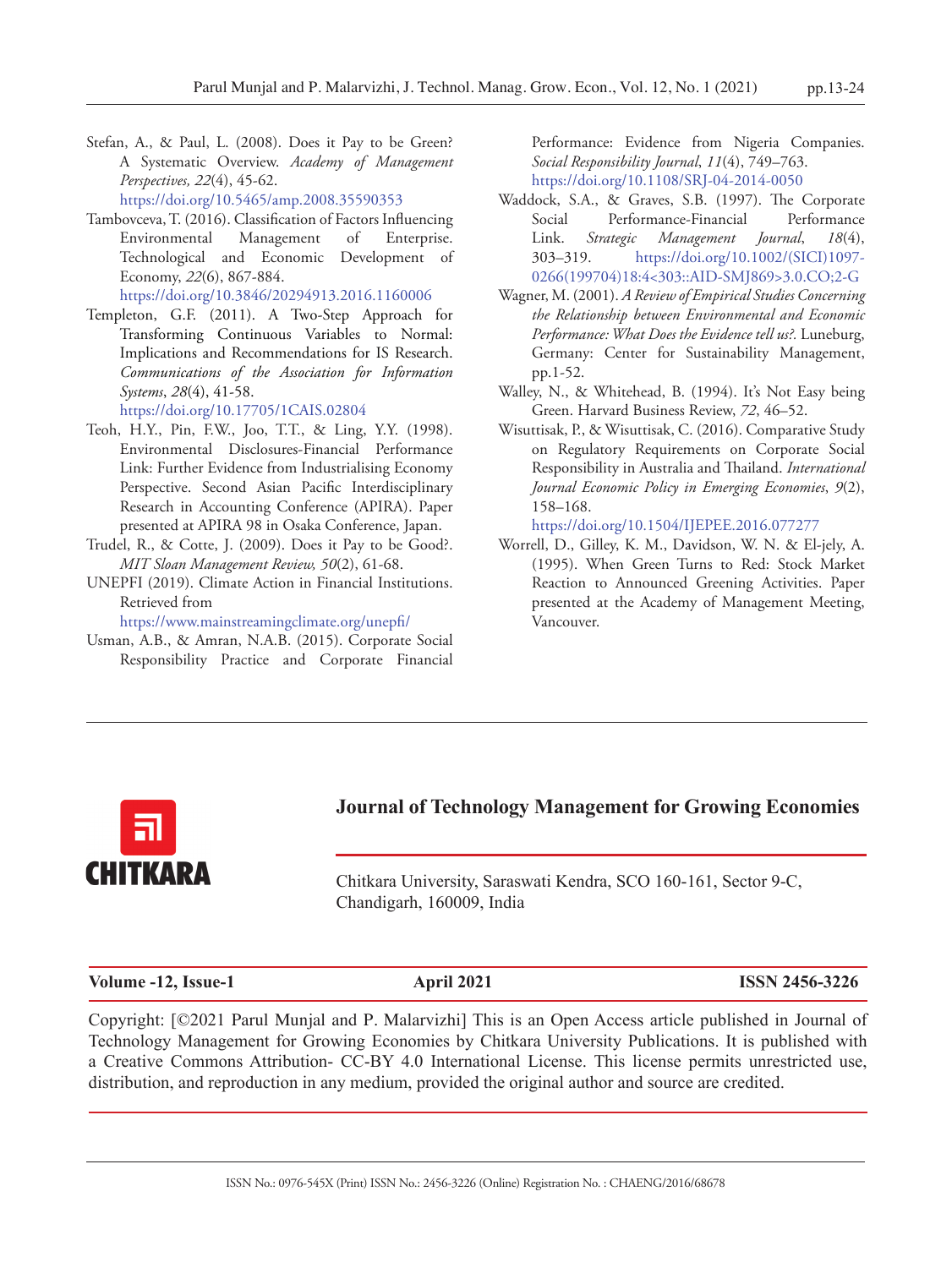Stefan, A., & Paul, L. (2008). Does it Pay to be Green? A Systematic Overview. *Academy of Management Perspectives, 22*(4), 45-62. https://doi.org/10.5465/amp.2008.35590353

Tambovceva, T. (2016). Classification of Factors Influencing Environmental Management of Enterprise. Technological and Economic Development of Economy, *22*(6), 867-884. https://doi.org/10.3846/20294913.2016.1160006

Templeton, G.F. (2011). A Two-Step Approach for Transforming Continuous Variables to Normal: Implications and Recommendations for IS Research. *Communications of the Association for Information Systems*, *28*(4), 41-58. https://doi.org/10.17705/1CAIS.02804

Teoh, H.Y., Pin, F.W., Joo, T.T., & Ling, Y.Y. (1998). Environmental Disclosures-Financial Performance Link: Further Evidence from Industrialising Economy Perspective. Second Asian Pacific Interdisciplinary Research in Accounting Conference (APIRA). Paper presented at APIRA 98 in Osaka Conference, Japan.

Trudel, R., & Cotte, J. (2009). Does it Pay to be Good?. *MIT Sloan Management Review, 50*(2), 61-68.

UNEPFI (2019). Climate Action in Financial Institutions. Retrieved from https://www.mainstreamingclimate.org/unepfi/

Usman, A.B., & Amran, N.A.B. (2015). Corporate Social Responsibility Practice and Corporate Financial Performance: Evidence from Nigeria Companies. *Social Responsibility Journal*, *11*(4), 749–763. https://doi.org/10.1108/SRJ-04-2014-0050

Waddock, S.A., & Graves, S.B. (1997). The Corporate Social Performance-Financial Performance Link. *Strategic Management Journal*, *18*(4), 303–319. https://doi.org/10.1002/(SICI)1097-0266(199704)18:4<303::AID-SMJ869>3.0.CO;2-G

Wagner, M. (2001). *A Review of Empirical Studies Concerning the Relationship between Environmental and Economic Performance: What Does the Evidence tell us?.* Luneburg, Germany: Center for Sustainability Management, pp.1-52.

Walley, N., & Whitehead, B. (1994). It's Not Easy being Green. Harvard Business Review, *72*, 46–52.

Wisuttisak, P., & Wisuttisak, C. (2016). Comparative Study on Regulatory Requirements on Corporate Social Responsibility in Australia and Thailand. *International Journal Economic Policy in Emerging Economies*, *9*(2), 158–168. https://doi.org/10.1504/IJEPEE.2016.077277

Worrell, D., Gilley, K. M., Davidson, W. N. & El-jely, A. (1995). When Green Turns to Red: Stock Market Reaction to Announced Greening Activities. Paper presented at the Academy of Management Meeting, Vancouver.

**Journal of Technology Management for Growing Economies**

Chitkara University, Saraswati Kendra, SCO 160-161, Sector 9-C, Chandigarh, 160009, India

| Volume -12, Issue-1 | April 2021 | ISSN 2456-3226 |
|---|---|---|

Copyright: [©2021 Parul Munjal and P. Malarvizhi] This is an Open Access article published in Journal of Technology Management for Growing Economies by Chitkara University Publications. It is published with a Creative Commons Attribution- CC-BY 4.0 International License. This license permits unrestricted use, distribution, and reproduction in any medium, provided the original author and source are credited.